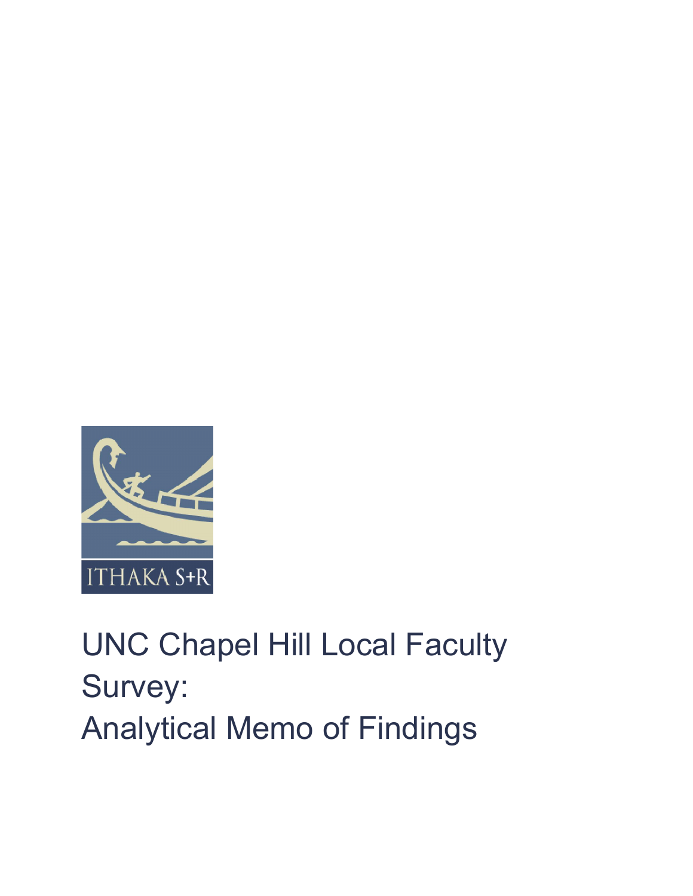ITHAKA S+R

# UNC Chapel Hill Local Faculty Survey: Analytical Memo of Findings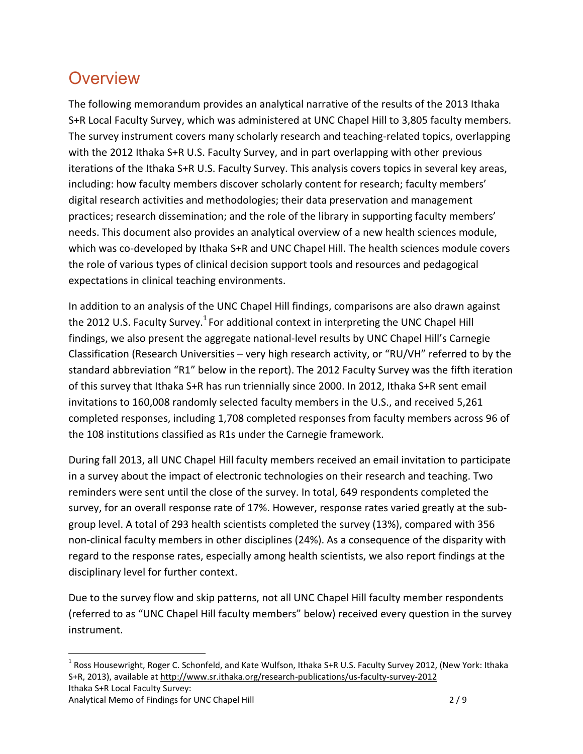# Overview

The following memorandum provides an analytical narrative of the results of the 2013 Ithaka S+R Local Faculty Survey, which was administered at UNC Chapel Hill to 3,805 faculty members. The survey instrument covers many scholarly research and teaching-related topics, overlapping with the 2012 Ithaka S+R U.S. Faculty Survey, and in part overlapping with other previous iterations of the Ithaka S+R U.S. Faculty Survey. This analysis covers topics in several key areas, including: how faculty members discover scholarly content for research; faculty members' digital research activities and methodologies; their data preservation and management practices; research dissemination; and the role of the library in supporting faculty members' needs. This document also provides an analytical overview of a new health sciences module, which was co-developed by Ithaka S+R and UNC Chapel Hill. The health sciences module covers the role of various types of clinical decision support tools and resources and pedagogical expectations in clinical teaching environments.

In addition to an analysis of the UNC Chapel Hill findings, comparisons are also drawn against the 2012 U.S. Faculty Survey.[1] For additional context in interpreting the UNC Chapel Hill findings, we also present the aggregate national-level results by UNC Chapel Hill's Carnegie Classification (Research Universities – very high research activity, or "RU/VH" referred to by the standard abbreviation "R1" below in the report). The 2012 Faculty Survey was the fifth iteration of this survey that Ithaka S+R has run triennially since 2000. In 2012, Ithaka S+R sent email invitations to 160,008 randomly selected faculty members in the U.S., and received 5,261 completed responses, including 1,708 completed responses from faculty members across 96 of the 108 institutions classified as R1s under the Carnegie framework.

During fall 2013, all UNC Chapel Hill faculty members received an email invitation to participate in a survey about the impact of electronic technologies on their research and teaching. Two reminders were sent until the close of the survey. In total, 649 respondents completed the survey, for an overall response rate of 17%. However, response rates varied greatly at the sub-group level. A total of 293 health scientists completed the survey (13%), compared with 356 non-clinical faculty members in other disciplines (24%). As a consequence of the disparity with regard to the response rates, especially among health scientists, we also report findings at the disciplinary level for further context.

Due to the survey flow and skip patterns, not all UNC Chapel Hill faculty member respondents (referred to as "UNC Chapel Hill faculty members" below) received every question in the survey instrument.

[1] Ross Housewright, Roger C. Schonfeld, and Kate Wulfson, Ithaka S+R U.S. Faculty Survey 2012, (New York: Ithaka S+R, 2013), available at http://www.sr.ithaka.org/research-publications/us-faculty-survey-2012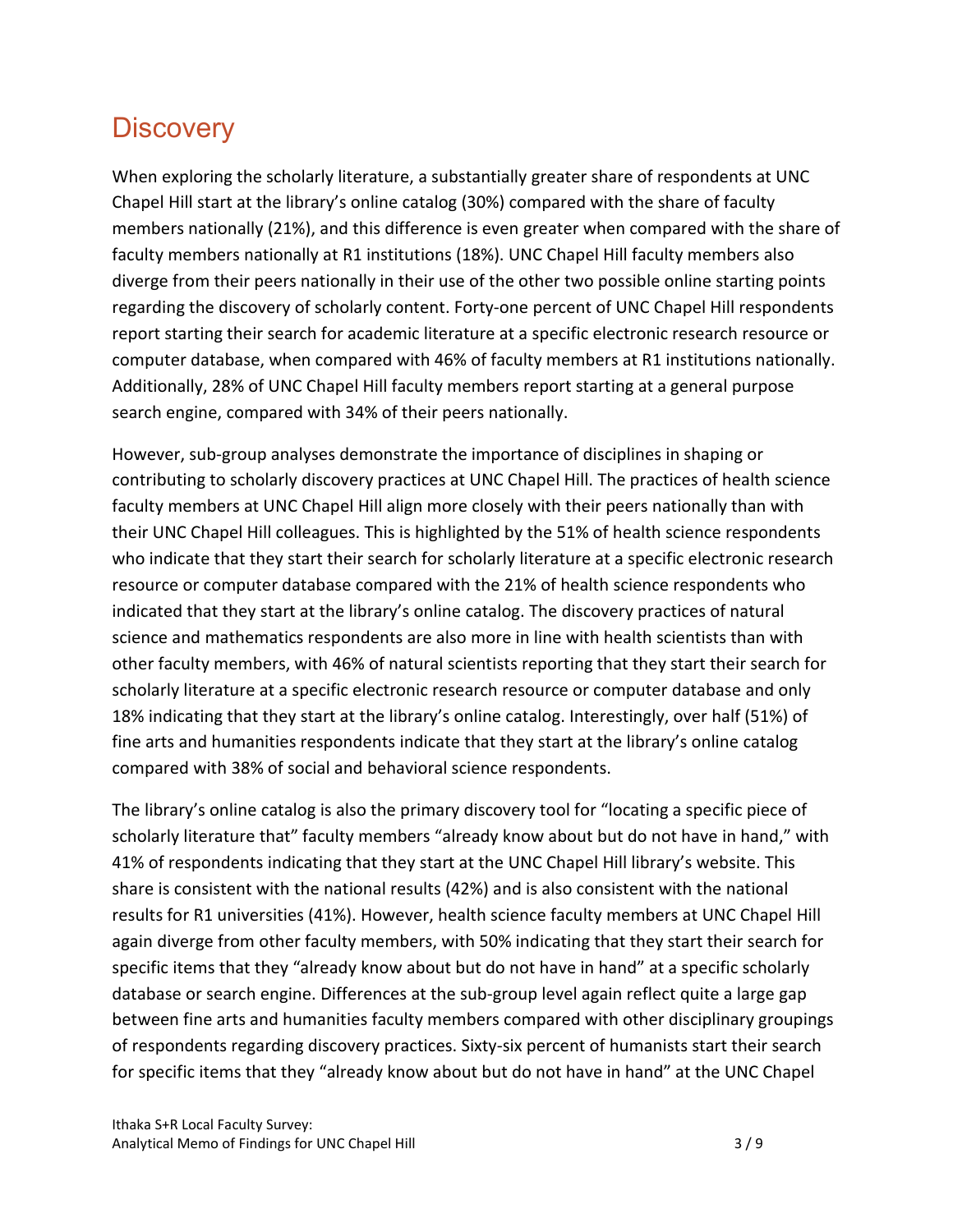# Discovery

When exploring the scholarly literature, a substantially greater share of respondents at UNC Chapel Hill start at the library's online catalog (30%) compared with the share of faculty members nationally (21%), and this difference is even greater when compared with the share of faculty members nationally at R1 institutions (18%). UNC Chapel Hill faculty members also diverge from their peers nationally in their use of the other two possible online starting points regarding the discovery of scholarly content. Forty-one percent of UNC Chapel Hill respondents report starting their search for academic literature at a specific electronic research resource or computer database, when compared with 46% of faculty members at R1 institutions nationally. Additionally, 28% of UNC Chapel Hill faculty members report starting at a general purpose search engine, compared with 34% of their peers nationally.

However, sub-group analyses demonstrate the importance of disciplines in shaping or contributing to scholarly discovery practices at UNC Chapel Hill. The practices of health science faculty members at UNC Chapel Hill align more closely with their peers nationally than with their UNC Chapel Hill colleagues. This is highlighted by the 51% of health science respondents who indicate that they start their search for scholarly literature at a specific electronic research resource or computer database compared with the 21% of health science respondents who indicated that they start at the library's online catalog. The discovery practices of natural science and mathematics respondents are also more in line with health scientists than with other faculty members, with 46% of natural scientists reporting that they start their search for scholarly literature at a specific electronic research resource or computer database and only 18% indicating that they start at the library's online catalog. Interestingly, over half (51%) of fine arts and humanities respondents indicate that they start at the library's online catalog compared with 38% of social and behavioral science respondents.

The library's online catalog is also the primary discovery tool for "locating a specific piece of scholarly literature that" faculty members "already know about but do not have in hand," with 41% of respondents indicating that they start at the UNC Chapel Hill library's website. This share is consistent with the national results (42%) and is also consistent with the national results for R1 universities (41%). However, health science faculty members at UNC Chapel Hill again diverge from other faculty members, with 50% indicating that they start their search for specific items that they "already know about but do not have in hand" at a specific scholarly database or search engine. Differences at the sub-group level again reflect quite a large gap between fine arts and humanities faculty members compared with other disciplinary groupings of respondents regarding discovery practices. Sixty-six percent of humanists start their search for specific items that they "already know about but do not have in hand" at the UNC Chapel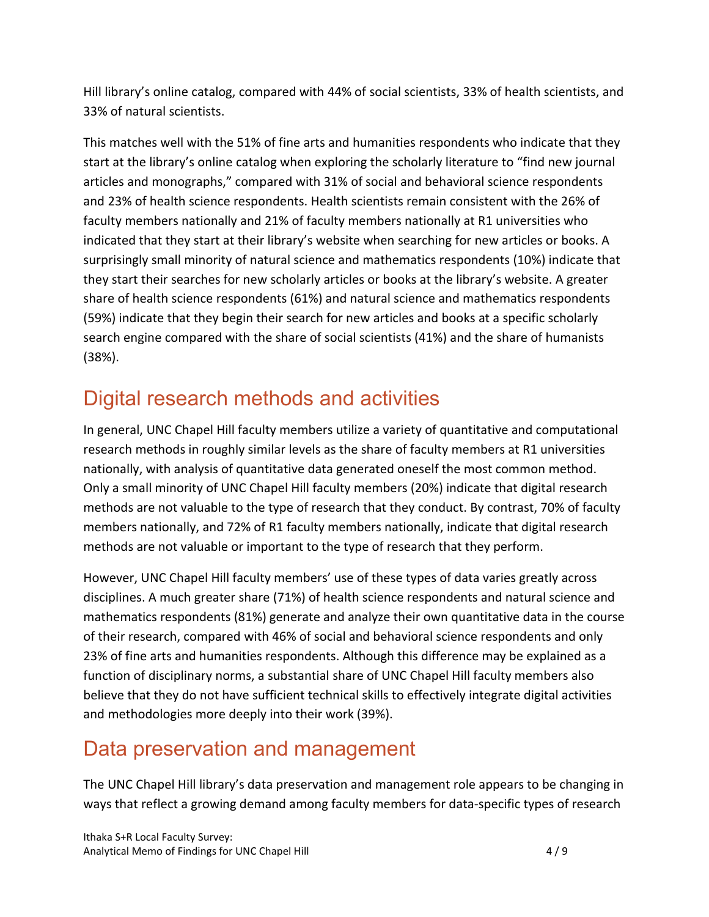Hill library's online catalog, compared with 44% of social scientists, 33% of health scientists, and 33% of natural scientists.

This matches well with the 51% of fine arts and humanities respondents who indicate that they start at the library's online catalog when exploring the scholarly literature to "find new journal articles and monographs," compared with 31% of social and behavioral science respondents and 23% of health science respondents. Health scientists remain consistent with the 26% of faculty members nationally and 21% of faculty members nationally at R1 universities who indicated that they start at their library's website when searching for new articles or books. A surprisingly small minority of natural science and mathematics respondents (10%) indicate that they start their searches for new scholarly articles or books at the library's website. A greater share of health science respondents (61%) and natural science and mathematics respondents (59%) indicate that they begin their search for new articles and books at a specific scholarly search engine compared with the share of social scientists (41%) and the share of humanists (38%).

## Digital research methods and activities

In general, UNC Chapel Hill faculty members utilize a variety of quantitative and computational research methods in roughly similar levels as the share of faculty members at R1 universities nationally, with analysis of quantitative data generated oneself the most common method. Only a small minority of UNC Chapel Hill faculty members (20%) indicate that digital research methods are not valuable to the type of research that they conduct. By contrast, 70% of faculty members nationally, and 72% of R1 faculty members nationally, indicate that digital research methods are not valuable or important to the type of research that they perform.

However, UNC Chapel Hill faculty members' use of these types of data varies greatly across disciplines. A much greater share (71%) of health science respondents and natural science and mathematics respondents (81%) generate and analyze their own quantitative data in the course of their research, compared with 46% of social and behavioral science respondents and only 23% of fine arts and humanities respondents. Although this difference may be explained as a function of disciplinary norms, a substantial share of UNC Chapel Hill faculty members also believe that they do not have sufficient technical skills to effectively integrate digital activities and methodologies more deeply into their work (39%).

## Data preservation and management

The UNC Chapel Hill library's data preservation and management role appears to be changing in ways that reflect a growing demand among faculty members for data-specific types of research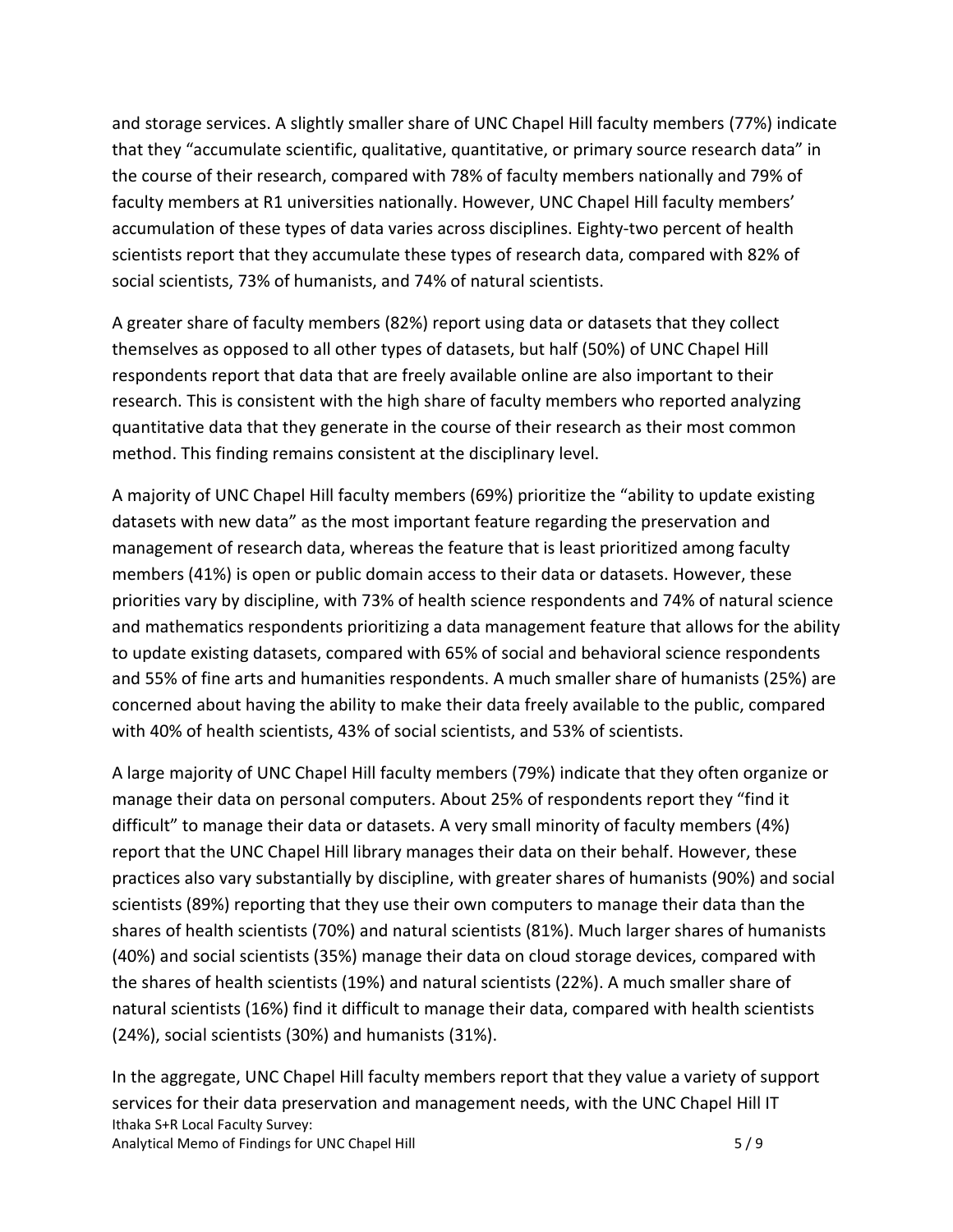and storage services. A slightly smaller share of UNC Chapel Hill faculty members (77%) indicate that they "accumulate scientific, qualitative, quantitative, or primary source research data" in the course of their research, compared with 78% of faculty members nationally and 79% of faculty members at R1 universities nationally. However, UNC Chapel Hill faculty members' accumulation of these types of data varies across disciplines. Eighty-two percent of health scientists report that they accumulate these types of research data, compared with 82% of social scientists, 73% of humanists, and 74% of natural scientists.

A greater share of faculty members (82%) report using data or datasets that they collect themselves as opposed to all other types of datasets, but half (50%) of UNC Chapel Hill respondents report that data that are freely available online are also important to their research. This is consistent with the high share of faculty members who reported analyzing quantitative data that they generate in the course of their research as their most common method. This finding remains consistent at the disciplinary level.

A majority of UNC Chapel Hill faculty members (69%) prioritize the "ability to update existing datasets with new data" as the most important feature regarding the preservation and management of research data, whereas the feature that is least prioritized among faculty members (41%) is open or public domain access to their data or datasets. However, these priorities vary by discipline, with 73% of health science respondents and 74% of natural science and mathematics respondents prioritizing a data management feature that allows for the ability to update existing datasets, compared with 65% of social and behavioral science respondents and 55% of fine arts and humanities respondents. A much smaller share of humanists (25%) are concerned about having the ability to make their data freely available to the public, compared with 40% of health scientists, 43% of social scientists, and 53% of scientists.

A large majority of UNC Chapel Hill faculty members (79%) indicate that they often organize or manage their data on personal computers. About 25% of respondents report they "find it difficult" to manage their data or datasets. A very small minority of faculty members (4%) report that the UNC Chapel Hill library manages their data on their behalf. However, these practices also vary substantially by discipline, with greater shares of humanists (90%) and social scientists (89%) reporting that they use their own computers to manage their data than the shares of health scientists (70%) and natural scientists (81%). Much larger shares of humanists (40%) and social scientists (35%) manage their data on cloud storage devices, compared with the shares of health scientists (19%) and natural scientists (22%). A much smaller share of natural scientists (16%) find it difficult to manage their data, compared with health scientists (24%), social scientists (30%) and humanists (31%).

In the aggregate, UNC Chapel Hill faculty members report that they value a variety of support services for their data preservation and management needs, with the UNC Chapel Hill IT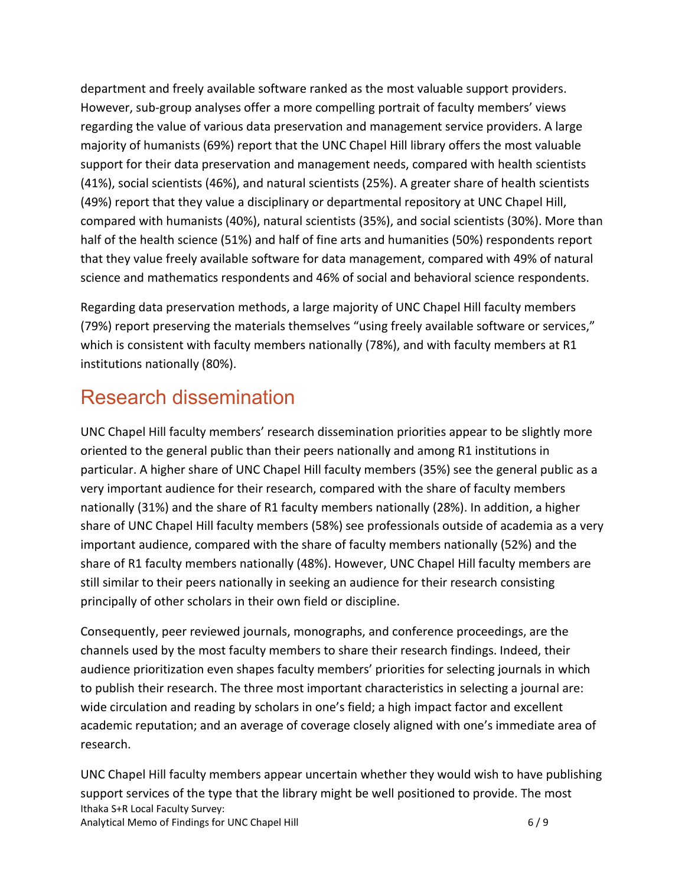department and freely available software ranked as the most valuable support providers. However, sub-group analyses offer a more compelling portrait of faculty members' views regarding the value of various data preservation and management service providers. A large majority of humanists (69%) report that the UNC Chapel Hill library offers the most valuable support for their data preservation and management needs, compared with health scientists (41%), social scientists (46%), and natural scientists (25%). A greater share of health scientists (49%) report that they value a disciplinary or departmental repository at UNC Chapel Hill, compared with humanists (40%), natural scientists (35%), and social scientists (30%). More than half of the health science (51%) and half of fine arts and humanities (50%) respondents report that they value freely available software for data management, compared with 49% of natural science and mathematics respondents and 46% of social and behavioral science respondents.

Regarding data preservation methods, a large majority of UNC Chapel Hill faculty members (79%) report preserving the materials themselves "using freely available software or services," which is consistent with faculty members nationally (78%), and with faculty members at R1 institutions nationally (80%).

## Research dissemination

UNC Chapel Hill faculty members' research dissemination priorities appear to be slightly more oriented to the general public than their peers nationally and among R1 institutions in particular. A higher share of UNC Chapel Hill faculty members (35%) see the general public as a very important audience for their research, compared with the share of faculty members nationally (31%) and the share of R1 faculty members nationally (28%). In addition, a higher share of UNC Chapel Hill faculty members (58%) see professionals outside of academia as a very important audience, compared with the share of faculty members nationally (52%) and the share of R1 faculty members nationally (48%). However, UNC Chapel Hill faculty members are still similar to their peers nationally in seeking an audience for their research consisting principally of other scholars in their own field or discipline.

Consequently, peer reviewed journals, monographs, and conference proceedings, are the channels used by the most faculty members to share their research findings. Indeed, their audience prioritization even shapes faculty members' priorities for selecting journals in which to publish their research. The three most important characteristics in selecting a journal are: wide circulation and reading by scholars in one's field; a high impact factor and excellent academic reputation; and an average of coverage closely aligned with one's immediate area of research.

UNC Chapel Hill faculty members appear uncertain whether they would wish to have publishing support services of the type that the library might be well positioned to provide. The most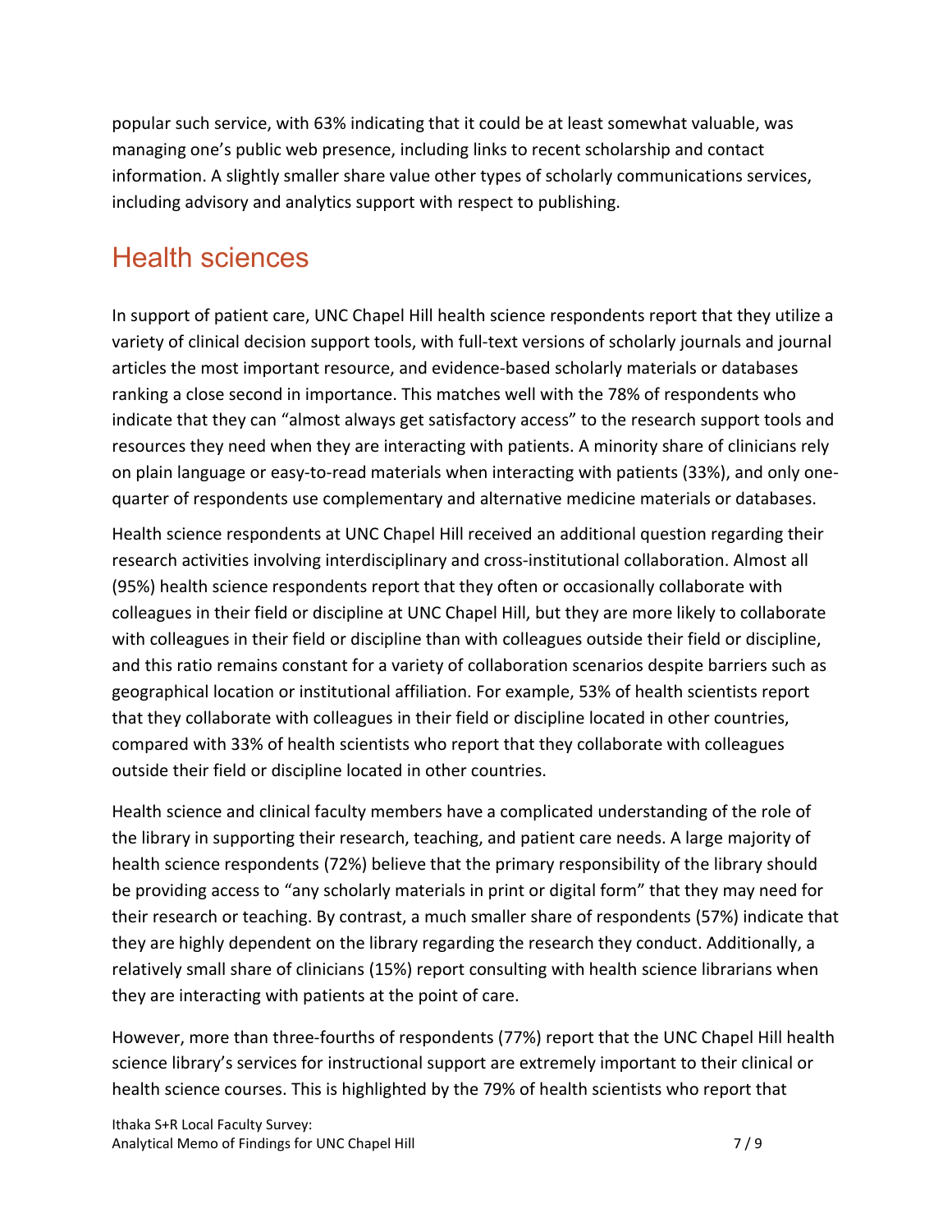popular such service, with 63% indicating that it could be at least somewhat valuable, was managing one's public web presence, including links to recent scholarship and contact information. A slightly smaller share value other types of scholarly communications services, including advisory and analytics support with respect to publishing.

## Health sciences

In support of patient care, UNC Chapel Hill health science respondents report that they utilize a variety of clinical decision support tools, with full-text versions of scholarly journals and journal articles the most important resource, and evidence-based scholarly materials or databases ranking a close second in importance. This matches well with the 78% of respondents who indicate that they can "almost always get satisfactory access" to the research support tools and resources they need when they are interacting with patients. A minority share of clinicians rely on plain language or easy-to-read materials when interacting with patients (33%), and only one-quarter of respondents use complementary and alternative medicine materials or databases.

Health science respondents at UNC Chapel Hill received an additional question regarding their research activities involving interdisciplinary and cross-institutional collaboration. Almost all (95%) health science respondents report that they often or occasionally collaborate with colleagues in their field or discipline at UNC Chapel Hill, but they are more likely to collaborate with colleagues in their field or discipline than with colleagues outside their field or discipline, and this ratio remains constant for a variety of collaboration scenarios despite barriers such as geographical location or institutional affiliation. For example, 53% of health scientists report that they collaborate with colleagues in their field or discipline located in other countries, compared with 33% of health scientists who report that they collaborate with colleagues outside their field or discipline located in other countries.

Health science and clinical faculty members have a complicated understanding of the role of the library in supporting their research, teaching, and patient care needs. A large majority of health science respondents (72%) believe that the primary responsibility of the library should be providing access to "any scholarly materials in print or digital form" that they may need for their research or teaching. By contrast, a much smaller share of respondents (57%) indicate that they are highly dependent on the library regarding the research they conduct. Additionally, a relatively small share of clinicians (15%) report consulting with health science librarians when they are interacting with patients at the point of care.

However, more than three-fourths of respondents (77%) report that the UNC Chapel Hill health science library's services for instructional support are extremely important to their clinical or health science courses. This is highlighted by the 79% of health scientists who report that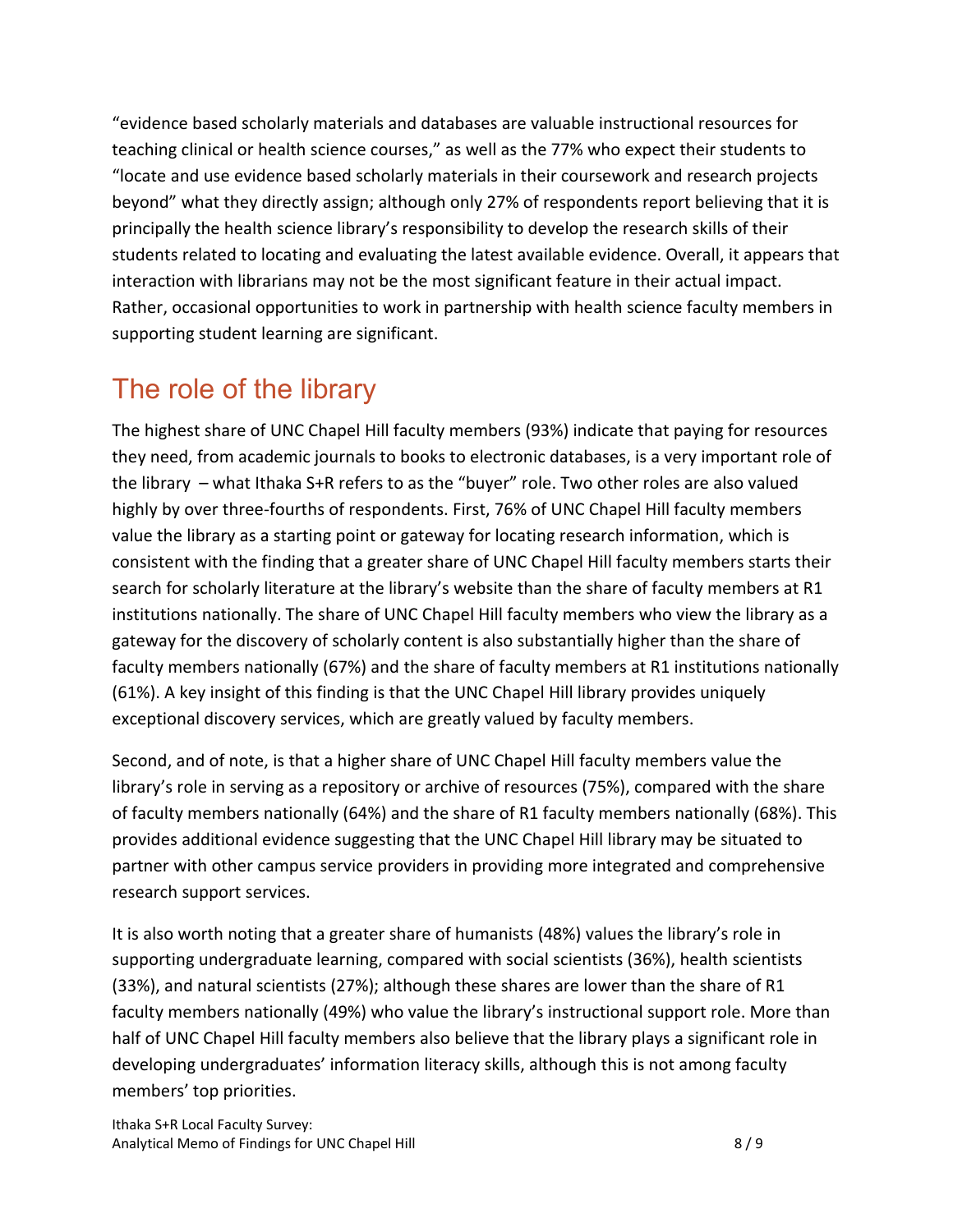"evidence based scholarly materials and databases are valuable instructional resources for teaching clinical or health science courses," as well as the 77% who expect their students to "locate and use evidence based scholarly materials in their coursework and research projects beyond" what they directly assign; although only 27% of respondents report believing that it is principally the health science library's responsibility to develop the research skills of their students related to locating and evaluating the latest available evidence. Overall, it appears that interaction with librarians may not be the most significant feature in their actual impact. Rather, occasional opportunities to work in partnership with health science faculty members in supporting student learning are significant.

## The role of the library

The highest share of UNC Chapel Hill faculty members (93%) indicate that paying for resources they need, from academic journals to books to electronic databases, is a very important role of the library – what Ithaka S+R refers to as the "buyer" role. Two other roles are also valued highly by over three-fourths of respondents. First, 76% of UNC Chapel Hill faculty members value the library as a starting point or gateway for locating research information, which is consistent with the finding that a greater share of UNC Chapel Hill faculty members starts their search for scholarly literature at the library's website than the share of faculty members at R1 institutions nationally. The share of UNC Chapel Hill faculty members who view the library as a gateway for the discovery of scholarly content is also substantially higher than the share of faculty members nationally (67%) and the share of faculty members at R1 institutions nationally (61%). A key insight of this finding is that the UNC Chapel Hill library provides uniquely exceptional discovery services, which are greatly valued by faculty members.

Second, and of note, is that a higher share of UNC Chapel Hill faculty members value the library's role in serving as a repository or archive of resources (75%), compared with the share of faculty members nationally (64%) and the share of R1 faculty members nationally (68%). This provides additional evidence suggesting that the UNC Chapel Hill library may be situated to partner with other campus service providers in providing more integrated and comprehensive research support services.

It is also worth noting that a greater share of humanists (48%) values the library's role in supporting undergraduate learning, compared with social scientists (36%), health scientists (33%), and natural scientists (27%); although these shares are lower than the share of R1 faculty members nationally (49%) who value the library's instructional support role. More than half of UNC Chapel Hill faculty members also believe that the library plays a significant role in developing undergraduates' information literacy skills, although this is not among faculty members' top priorities.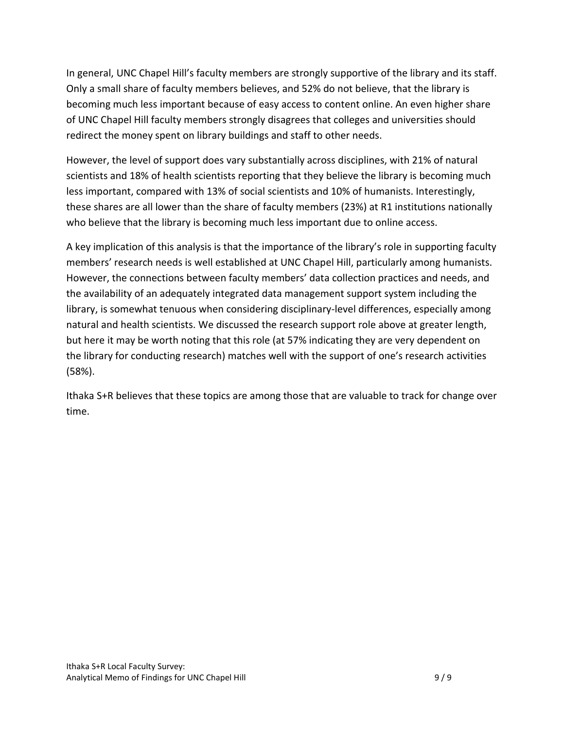In general, UNC Chapel Hill's faculty members are strongly supportive of the library and its staff. Only a small share of faculty members believes, and 52% do not believe, that the library is becoming much less important because of easy access to content online. An even higher share of UNC Chapel Hill faculty members strongly disagrees that colleges and universities should redirect the money spent on library buildings and staff to other needs.

However, the level of support does vary substantially across disciplines, with 21% of natural scientists and 18% of health scientists reporting that they believe the library is becoming much less important, compared with 13% of social scientists and 10% of humanists. Interestingly, these shares are all lower than the share of faculty members (23%) at R1 institutions nationally who believe that the library is becoming much less important due to online access.

A key implication of this analysis is that the importance of the library's role in supporting faculty members' research needs is well established at UNC Chapel Hill, particularly among humanists. However, the connections between faculty members' data collection practices and needs, and the availability of an adequately integrated data management support system including the library, is somewhat tenuous when considering disciplinary-level differences, especially among natural and health scientists. We discussed the research support role above at greater length, but here it may be worth noting that this role (at 57% indicating they are very dependent on the library for conducting research) matches well with the support of one's research activities (58%).

Ithaka S+R believes that these topics are among those that are valuable to track for change over time.